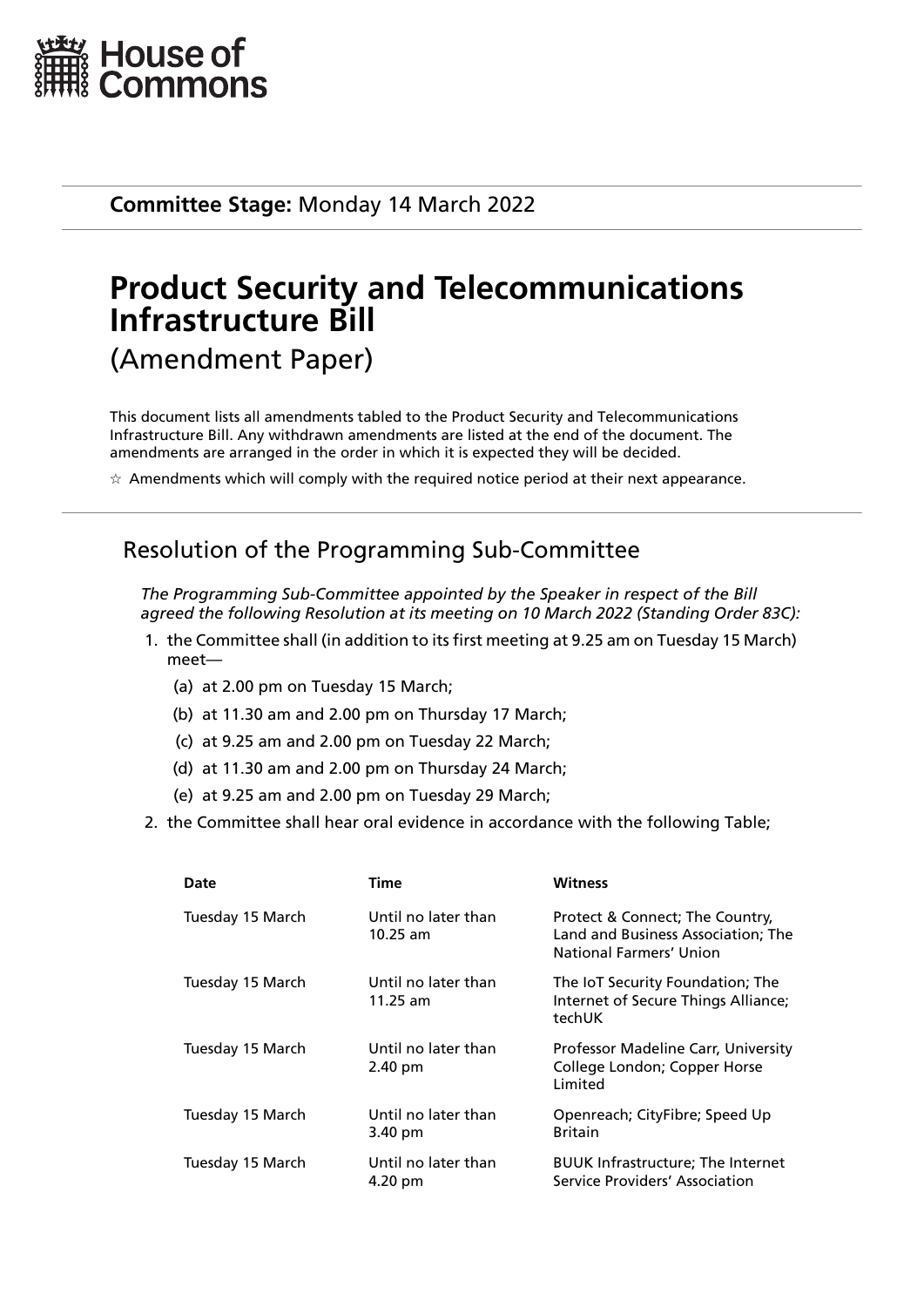# House of Commons

**Committee Stage:** Monday 14 March 2022

# Product Security and Telecommunications Infrastructure Bill

(Amendment Paper)

This document lists all amendments tabled to the Product Security and Telecommunications Infrastructure Bill. Any withdrawn amendments are listed at the end of the document. The amendments are arranged in the order in which it is expected they will be decided.

☆ Amendments which will comply with the required notice period at their next appearance.

## Resolution of the Programming Sub-Committee

*The Programming Sub-Committee appointed by the Speaker in respect of the Bill agreed the following Resolution at its meeting on 10 March 2022 (Standing Order 83C):*

1. the Committee shall (in addition to its first meeting at 9.25 am on Tuesday 15 March) meet—
   - (a) at 2.00 pm on Tuesday 15 March;
   - (b) at 11.30 am and 2.00 pm on Thursday 17 March;
   - (c) at 9.25 am and 2.00 pm on Tuesday 22 March;
   - (d) at 11.30 am and 2.00 pm on Thursday 24 March;
   - (e) at 9.25 am and 2.00 pm on Tuesday 29 March;
2. the Committee shall hear oral evidence in accordance with the following Table;

| Date | Time | Witness |
|---|---|---|
| Tuesday 15 March | Until no later than 10.25 am | Protect & Connect; The Country, Land and Business Association; The National Farmers' Union |
| Tuesday 15 March | Until no later than 11.25 am | The IoT Security Foundation; The Internet of Secure Things Alliance; techUK |
| Tuesday 15 March | Until no later than 2.40 pm | Professor Madeline Carr, University College London; Copper Horse Limited |
| Tuesday 15 March | Until no later than 3.40 pm | Openreach; CityFibre; Speed Up Britain |
| Tuesday 15 March | Until no later than 4.20 pm | BUUK Infrastructure; The Internet Service Providers' Association |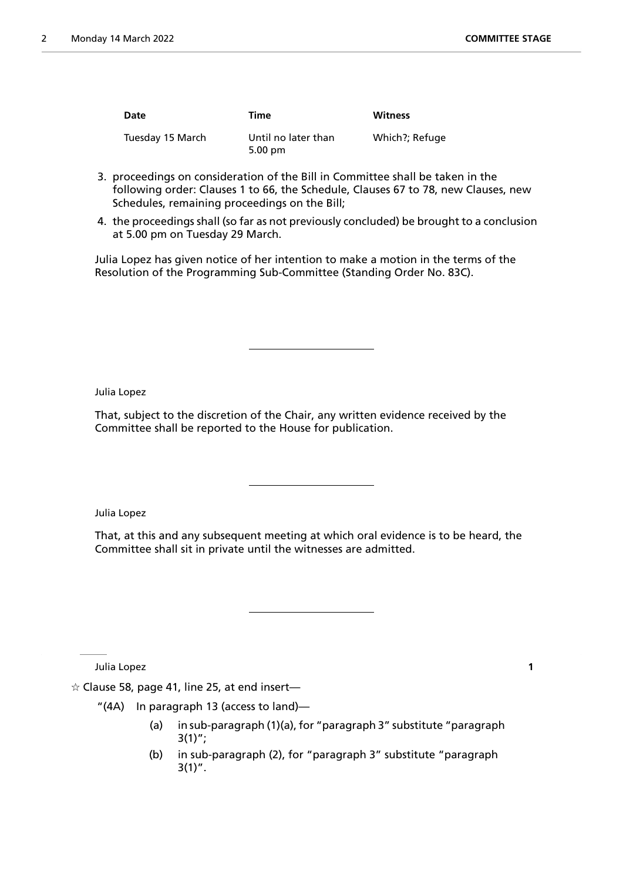| Date | Time | Witness |
| --- | --- | --- |
| Tuesday 15 March | Until no later than 5.00 pm | Which?; Refuge |

3. proceedings on consideration of the Bill in Committee shall be taken in the following order: Clauses 1 to 66, the Schedule, Clauses 67 to 78, new Clauses, new Schedules, remaining proceedings on the Bill;
4. the proceedings shall (so far as not previously concluded) be brought to a conclusion at 5.00 pm on Tuesday 29 March.

Julia Lopez has given notice of her intention to make a motion in the terms of the Resolution of the Programming Sub-Committee (Standing Order No. 83C).

---

Julia Lopez

That, subject to the discretion of the Chair, any written evidence received by the Committee shall be reported to the House for publication.

---

Julia Lopez

That, at this and any subsequent meeting at which oral evidence is to be heard, the Committee shall sit in private until the witnesses are admitted.

---

Julia Lopez **1**

☆ Clause 58, page 41, line 25, at end insert—

"(4A) In paragraph 13 (access to land)—

(a) in sub-paragraph (1)(a), for "paragraph 3" substitute "paragraph 3(1)";

(b) in sub-paragraph (2), for "paragraph 3" substitute "paragraph 3(1)".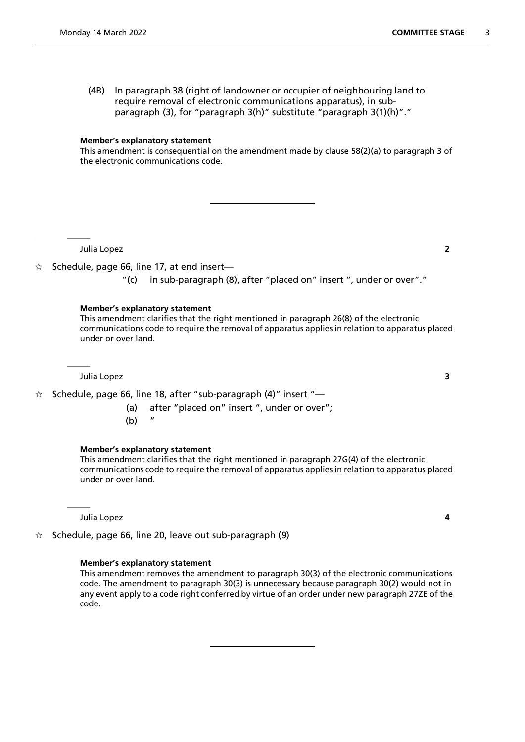(4B) In paragraph 38 (right of landowner or occupier of neighbouring land to require removal of electronic communications apparatus), in sub-paragraph (3), for "paragraph 3(h)" substitute "paragraph 3(1)(h)"."

**Member's explanatory statement**

This amendment is consequential on the amendment made by clause 58(2)(a) to paragraph 3 of the electronic communications code.

---

Julia Lopez **2**

☆ Schedule, page 66, line 17, at end insert—

"(c) in sub-paragraph (8), after "placed on" insert ", under or over"."

**Member's explanatory statement**

This amendment clarifies that the right mentioned in paragraph 26(8) of the electronic communications code to require the removal of apparatus applies in relation to apparatus placed under or over land.

Julia Lopez **3**

☆ Schedule, page 66, line 18, after "sub-paragraph (4)" insert "—

(a) after "placed on" insert ", under or over";

(b) "

**Member's explanatory statement**

This amendment clarifies that the right mentioned in paragraph 27G(4) of the electronic communications code to require the removal of apparatus applies in relation to apparatus placed under or over land.

Julia Lopez **4**

☆ Schedule, page 66, line 20, leave out sub-paragraph (9)

**Member's explanatory statement**

This amendment removes the amendment to paragraph 30(3) of the electronic communications code. The amendment to paragraph 30(3) is unnecessary because paragraph 30(2) would not in any event apply to a code right conferred by virtue of an order under new paragraph 27ZE of the code.

---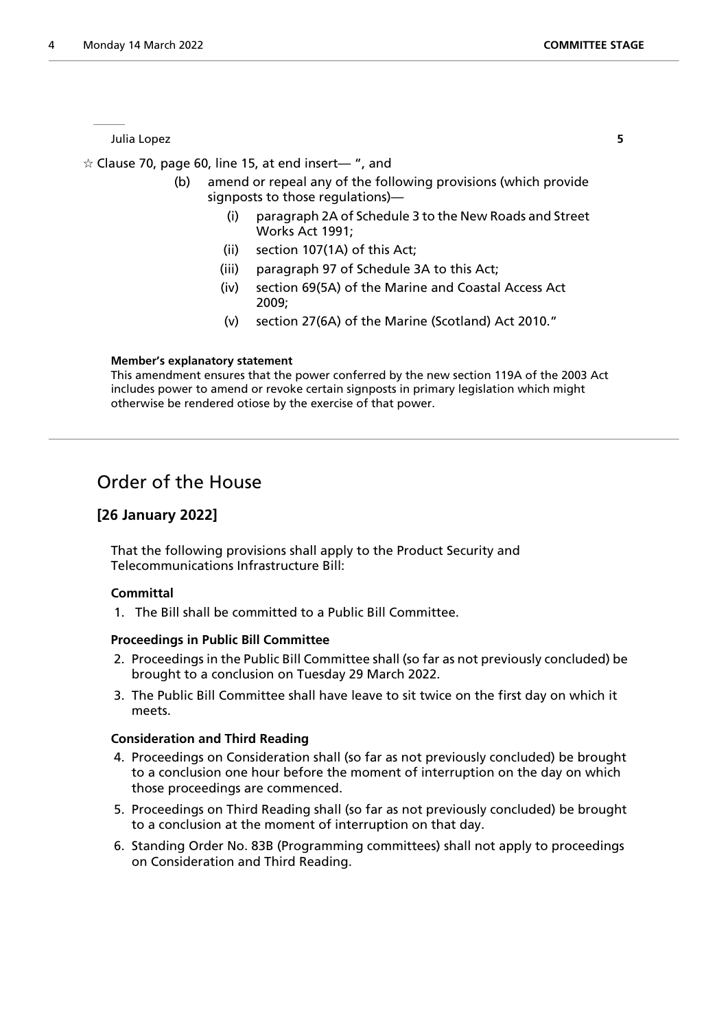Julia Lopez **5**

☆ Clause 70, page 60, line 15, at end insert— ", and

(b) amend or repeal any of the following provisions (which provide signposts to those regulations)—

(i) paragraph 2A of Schedule 3 to the New Roads and Street Works Act 1991;

(ii) section 107(1A) of this Act;

(iii) paragraph 97 of Schedule 3A to this Act;

(iv) section 69(5A) of the Marine and Coastal Access Act 2009;

(v) section 27(6A) of the Marine (Scotland) Act 2010."

**Member's explanatory statement**

This amendment ensures that the power conferred by the new section 119A of the 2003 Act includes power to amend or revoke certain signposts in primary legislation which might otherwise be rendered otiose by the exercise of that power.

## Order of the House

### [26 January 2022]

That the following provisions shall apply to the Product Security and Telecommunications Infrastructure Bill:

**Committal**

1. The Bill shall be committed to a Public Bill Committee.

**Proceedings in Public Bill Committee**

2. Proceedings in the Public Bill Committee shall (so far as not previously concluded) be brought to a conclusion on Tuesday 29 March 2022.
3. The Public Bill Committee shall have leave to sit twice on the first day on which it meets.

**Consideration and Third Reading**

4. Proceedings on Consideration shall (so far as not previously concluded) be brought to a conclusion one hour before the moment of interruption on the day on which those proceedings are commenced.
5. Proceedings on Third Reading shall (so far as not previously concluded) be brought to a conclusion at the moment of interruption on that day.
6. Standing Order No. 83B (Programming committees) shall not apply to proceedings on Consideration and Third Reading.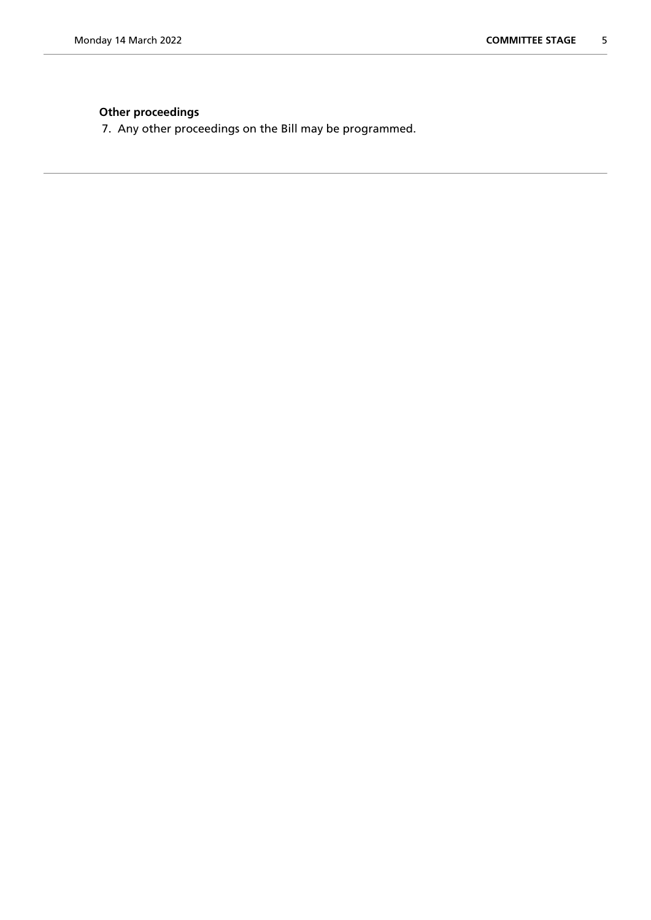**Other proceedings**

7. Any other proceedings on the Bill may be programmed.